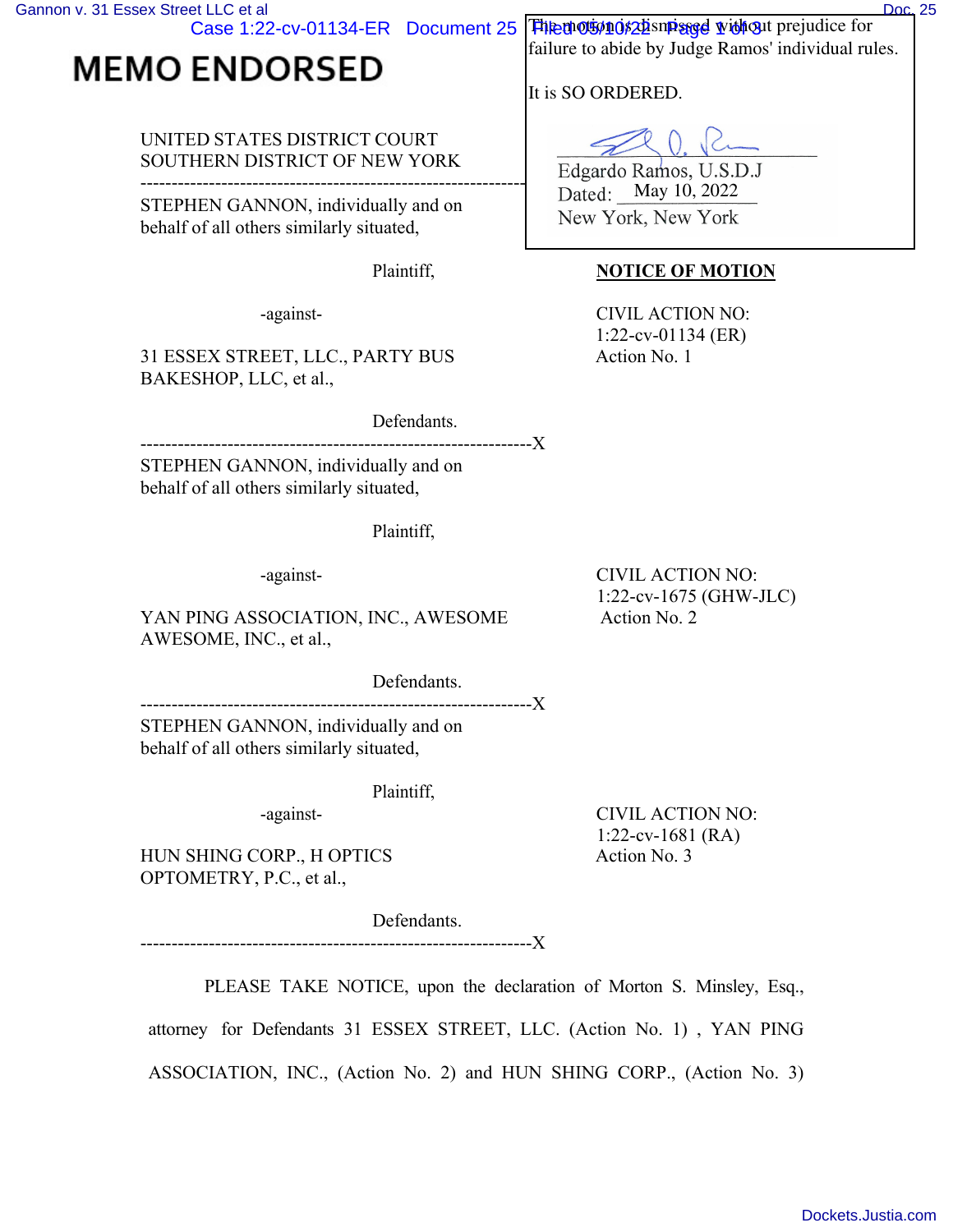**MEMO ENDORSED**

The motion is dismissed without prejudice for failure to abide by Judge Ramos' individual rules.

It is SO ORDERED.

Edgardo Ramos, U.S.D.J
Dated: May 10, 2022
New York, New York

UNITED STATES DISTRICT COURT
SOUTHERN DISTRICT OF NEW YORK

---

STEPHEN GANNON, individually and on behalf of all others similarly situated,

Plaintiff,

-against-

31 ESSEX STREET, LLC., PARTY BUS BAKESHOP, LLC, et al.,

Defendants.

**NOTICE OF MOTION**

CIVIL ACTION NO: 1:22-cv-01134 (ER)
Action No. 1

---

STEPHEN GANNON, individually and on behalf of all others similarly situated,

Plaintiff,

-against-

YAN PING ASSOCIATION, INC., AWESOME AWESOME, INC., et al.,

Defendants.

CIVIL ACTION NO: 1:22-cv-1675 (GHW-JLC)
Action No. 2

---

STEPHEN GANNON, individually and on behalf of all others similarly situated,

Plaintiff,

-against-

HUN SHING CORP., H OPTICS OPTOMETRY, P.C., et al.,

Defendants.

CIVIL ACTION NO: 1:22-cv-1681 (RA)
Action No. 3

---

PLEASE TAKE NOTICE, upon the declaration of Morton S. Minsley, Esq., attorney for Defendants 31 ESSEX STREET, LLC. (Action No. 1) , YAN PING ASSOCIATION, INC., (Action No. 2) and HUN SHING CORP., (Action No. 3)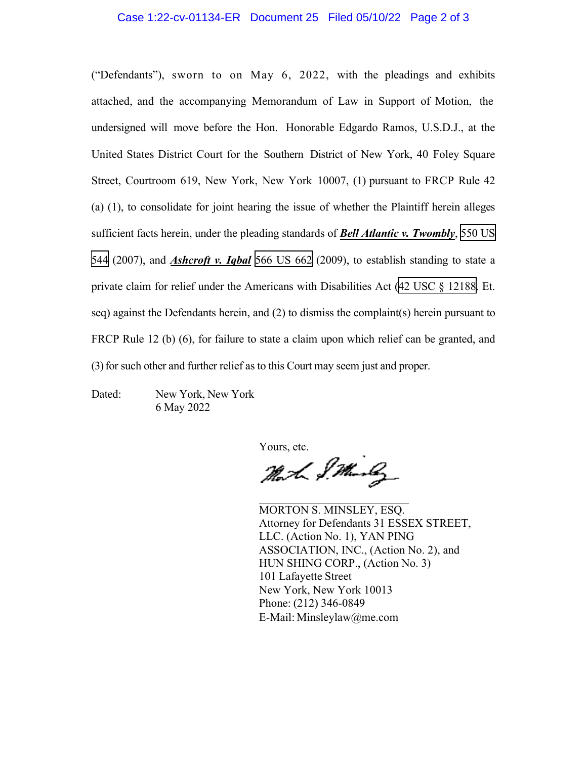("Defendants"), sworn to on May 6, 2022, with the pleadings and exhibits attached, and the accompanying Memorandum of Law in Support of Motion, the undersigned will move before the Hon. Honorable Edgardo Ramos, U.S.D.J., at the United States District Court for the Southern District of New York, 40 Foley Square Street, Courtroom 619, New York, New York 10007, (1) pursuant to FRCP Rule 42 (a) (1), to consolidate for joint hearing the issue of whether the Plaintiff herein alleges sufficient facts herein, under the pleading standards of ***Bell Atlantic v. Twombly***, 550 US 544 (2007), and ***Ascheroft v. Iqbal*** 566 US 662 (2009), to establish standing to state a private claim for relief under the Americans with Disabilities Act (42 USC § 12188. Et. seq) against the Defendants herein, and (2) to dismiss the complaint(s) herein pursuant to FRCP Rule 12 (b) (6), for failure to state a claim upon which relief can be granted, and (3) for such other and further relief as to this Court may seem just and proper.

Dated: New York, New York
6 May 2022

Yours, etc.

MORTON S. MINSLEY, ESQ.
Attorney for Defendants 31 ESSEX STREET, LLC. (Action No. 1), YAN PING ASSOCIATION, INC., (Action No. 2), and HUN SHING CORP., (Action No. 3)
101 Lafayette Street
New York, New York 10013
Phone: (212) 346-0849
E-Mail: Minsleylaw@me.com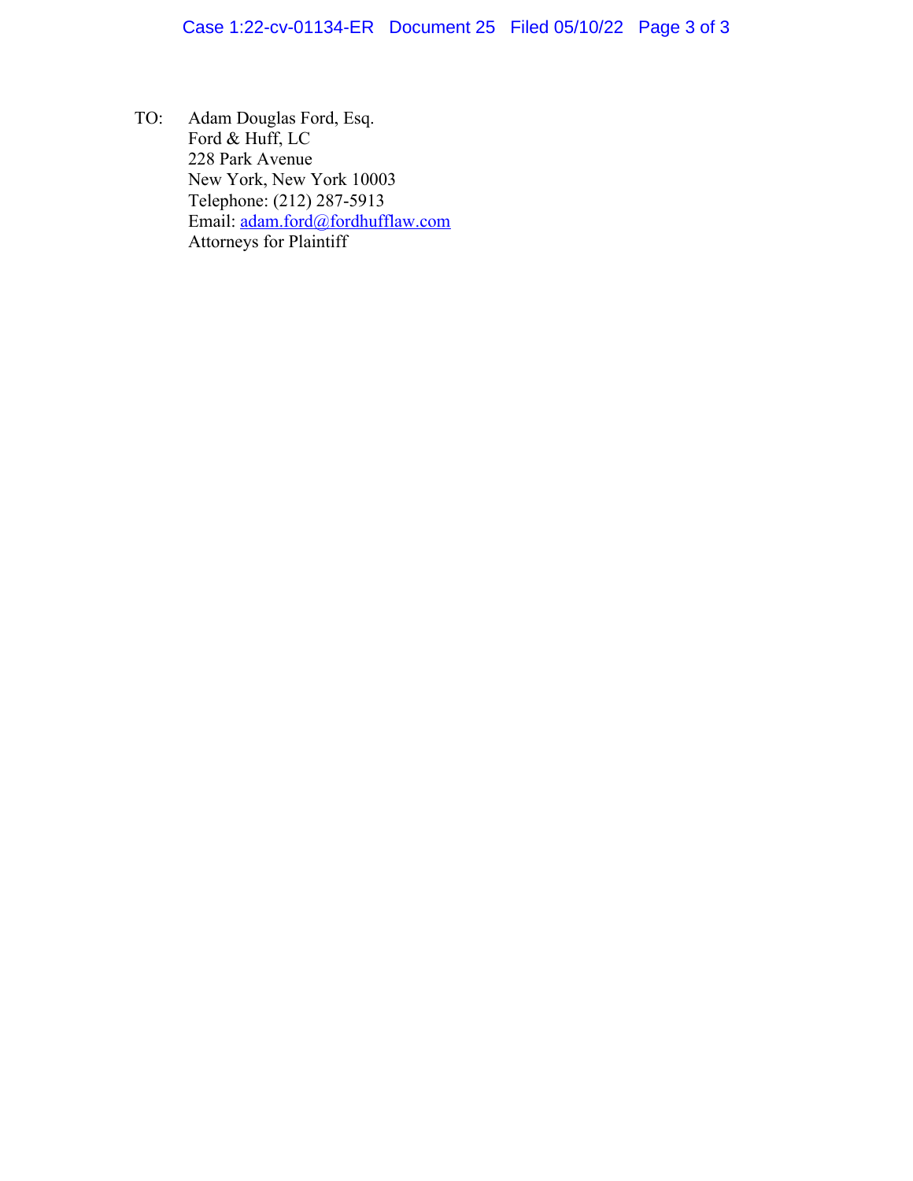TO: Adam Douglas Ford, Esq.
Ford & Huff, LC
228 Park Avenue
New York, New York 10003
Telephone: (212) 287-5913
Email: adam.ford@fordhufflaw.com
Attorneys for Plaintiff